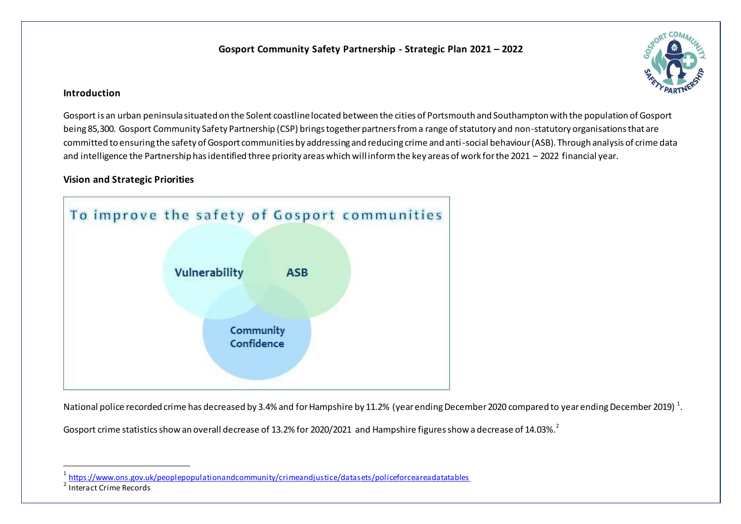# Gosport Community Safety Partnership - Strategic Plan 2021 – 2022

## Introduction

Gosport is an urban peninsula situated on the Solent coastline located between the cities of Portsmouth and Southampton with the population of Gosport being 85,300. Gosport Community Safety Partnership (CSP) brings together partners from a range of statutory and non-statutory organisations that are committed to ensuring the safety of Gosport communities by addressing and reducing crime and anti-social behaviour (ASB). Through analysis of crime data and intelligence the Partnership has identified three priority areas which will inform the key areas of work for the 2021 – 2022 financial year.

## Vision and Strategic Priorities

To improve the safety of Gosport communities

- Vulnerability
- ASB
- Community Confidence

National police recorded crime has decreased by 3.4% and for Hampshire by 11.2% (year ending December 2020 compared to year ending December 2019) [1].

Gosport crime statistics show an overall decrease of 13.2% for 2020/2021 and Hampshire figures show a decrease of 14.03%.[2]

---

[1] https://www.ons.gov.uk/peoplepopulationandcommunity/crimeandjustice/datasets/policeforceareadatatables

[2] Interact Crime Records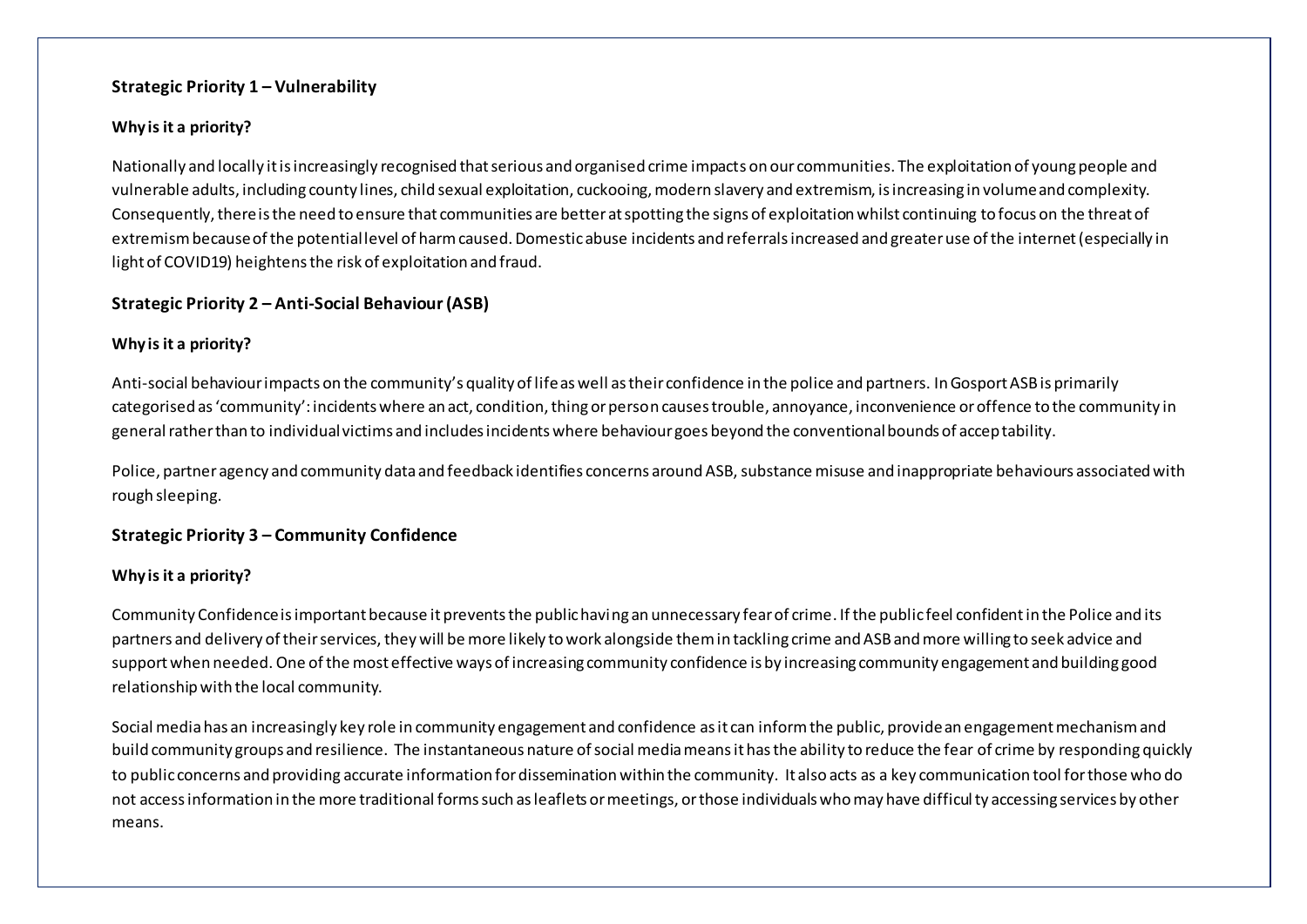## Strategic Priority 1 – Vulnerability

**Why is it a priority?**

Nationally and locally it is increasingly recognised that serious and organised crime impacts on our communities. The exploitation of young people and vulnerable adults, including county lines, child sexual exploitation, cuckooing, modern slavery and extremism, is increasing in volume and complexity. Consequently, there is the need to ensure that communities are better at spotting the signs of exploitation whilst continuing to focus on the threat of extremism because of the potential level of harm caused. Domestic abuse incidents and referrals increased and greater use of the internet (especially in light of COVID19) heightens the risk of exploitation and fraud.

## Strategic Priority 2 – Anti-Social Behaviour (ASB)

**Why is it a priority?**

Anti-social behaviour impacts on the community's quality of life as well as their confidence in the police and partners. In Gosport ASB is primarily categorised as 'community': incidents where an act, condition, thing or person causes trouble, annoyance, inconvenience or offence to the community in general rather than to individual victims and includes incidents where behaviour goes beyond the conventional bounds of acceptability.

Police, partner agency and community data and feedback identifies concerns around ASB, substance misuse and inappropriate behaviours associated with rough sleeping.

## Strategic Priority 3 – Community Confidence

**Why is it a priority?**

Community Confidence is important because it prevents the public having an unnecessary fear of crime. If the public feel confident in the Police and its partners and delivery of their services, they will be more likely to work alongside them in tackling crime and ASB and more willing to seek advice and support when needed. One of the most effective ways of increasing community confidence is by increasing community engagement and building good relationship with the local community.

Social media has an increasingly key role in community engagement and confidence as it can inform the public, provide an engagement mechanism and build community groups and resilience. The instantaneous nature of social media means it has the ability to reduce the fear of crime by responding quickly to public concerns and providing accurate information for dissemination within the community. It also acts as a key communication tool for those who do not access information in the more traditional forms such as leaflets or meetings, or those individuals who may have difficulty accessing services by other means.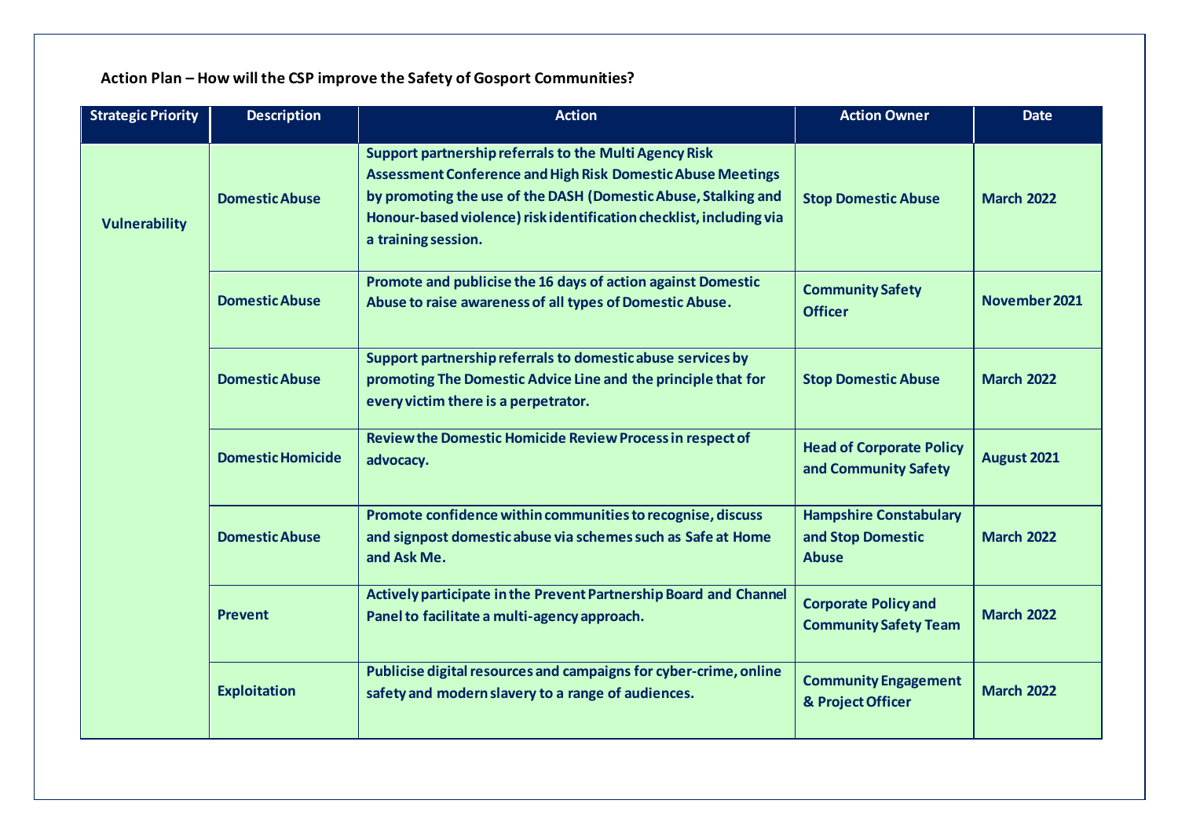**Action Plan – How will the CSP improve the Safety of Gosport Communities?**

| Strategic Priority | Description | Action | Action Owner | Date |
|---|---|---|---|---|
| Vulnerability | Domestic Abuse | Support partnership referrals to the Multi Agency Risk Assessment Conference and High Risk Domestic Abuse Meetings by promoting the use of the DASH (Domestic Abuse, Stalking and Honour-based violence) risk identification checklist, including via a training session. | Stop Domestic Abuse | March 2022 |
| | Domestic Abuse | Promote and publicise the 16 days of action against Domestic Abuse to raise awareness of all types of Domestic Abuse. | Community Safety Officer | November 2021 |
| | Domestic Abuse | Support partnership referrals to domestic abuse services by promoting The Domestic Advice Line and the principle that for every victim there is a perpetrator. | Stop Domestic Abuse | March 2022 |
| | Domestic Homicide | Review the Domestic Homicide Review Process in respect of advocacy. | Head of Corporate Policy and Community Safety | August 2021 |
| | Domestic Abuse | Promote confidence within communities to recognise, discuss and signpost domestic abuse via schemes such as Safe at Home and Ask Me. | Hampshire Constabulary and Stop Domestic Abuse | March 2022 |
| | Prevent | Actively participate in the Prevent Partnership Board and Channel Panel to facilitate a multi-agency approach. | Corporate Policy and Community Safety Team | March 2022 |
| | Exploitation | Publicise digital resources and campaigns for cyber-crime, online safety and modern slavery to a range of audiences. | Community Engagement & Project Officer | March 2022 |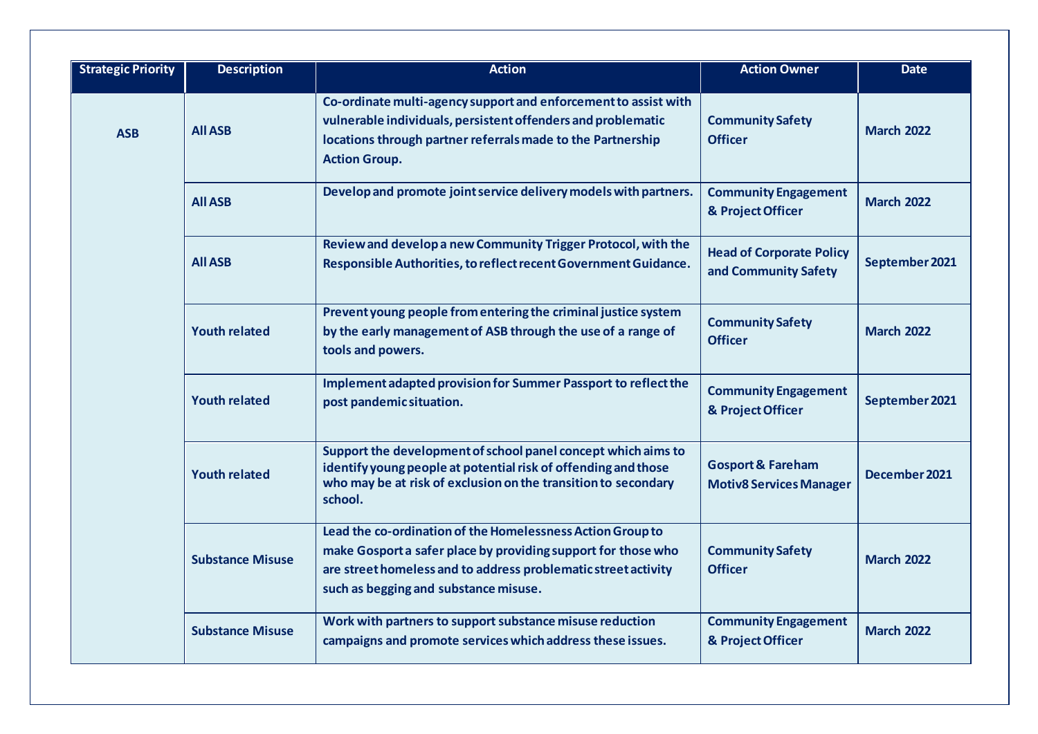| Strategic Priority | Description | Action | Action Owner | Date |
|---|---|---|---|---|
| ASB | All ASB | Co-ordinate multi-agency support and enforcement to assist with vulnerable individuals, persistent offenders and problematic locations through partner referrals made to the Partnership Action Group. | Community Safety Officer | March 2022 |
| | All ASB | Develop and promote joint service delivery models with partners. | Community Engagement & Project Officer | March 2022 |
| | All ASB | Review and develop a new Community Trigger Protocol, with the Responsible Authorities, to reflect recent Government Guidance. | Head of Corporate Policy and Community Safety | September 2021 |
| | Youth related | Prevent young people from entering the criminal justice system by the early management of ASB through the use of a range of tools and powers. | Community Safety Officer | March 2022 |
| | Youth related | Implement adapted provision for Summer Passport to reflect the post pandemic situation. | Community Engagement & Project Officer | September 2021 |
| | Youth related | Support the development of school panel concept which aims to identify young people at potential risk of offending and those who may be at risk of exclusion on the transition to secondary school. | Gosport & Fareham Motiv8 Services Manager | December 2021 |
| | Substance Misuse | Lead the co-ordination of the Homelessness Action Group to make Gosport a safer place by providing support for those who are street homeless and to address problematic street activity such as begging and substance misuse. | Community Safety Officer | March 2022 |
| | Substance Misuse | Work with partners to support substance misuse reduction campaigns and promote services which address these issues. | Community Engagement & Project Officer | March 2022 |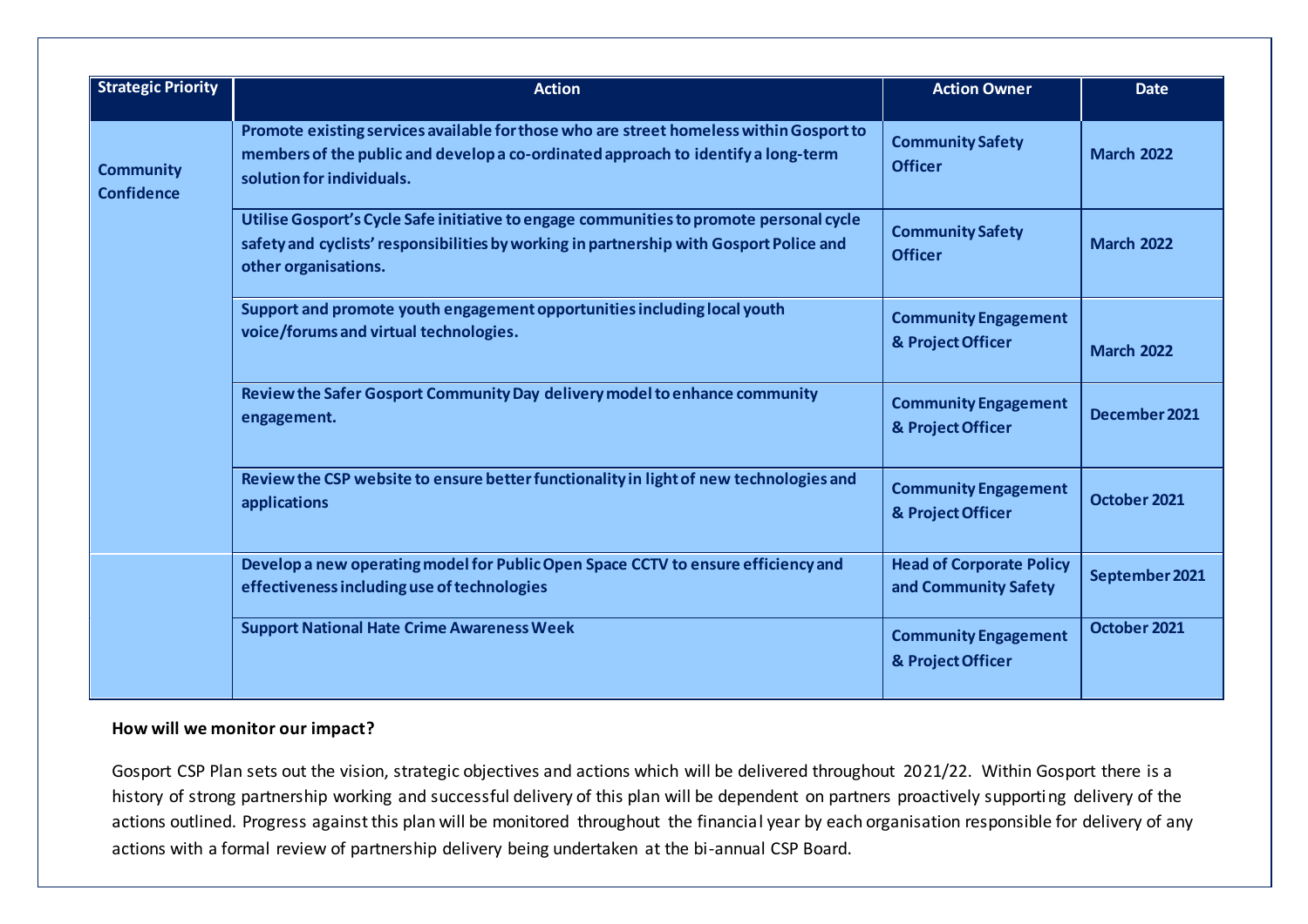| Strategic Priority | Action | Action Owner | Date |
| --- | --- | --- | --- |
| Community Confidence | Promote existing services available for those who are street homeless within Gosport to members of the public and develop a co-ordinated approach to identify a long-term solution for individuals. | Community Safety Officer | March 2022 |
| | Utilise Gosport's Cycle Safe initiative to engage communities to promote personal cycle safety and cyclists' responsibilities by working in partnership with Gosport Police and other organisations. | Community Safety Officer | March 2022 |
| | Support and promote youth engagement opportunities including local youth voice/forums and virtual technologies. | Community Engagement & Project Officer | March 2022 |
| | Review the Safer Gosport Community Day delivery model to enhance community engagement. | Community Engagement & Project Officer | December 2021 |
| | Review the CSP website to ensure better functionality in light of new technologies and applications | Community Engagement & Project Officer | October 2021 |
| | Develop a new operating model for Public Open Space CCTV to ensure efficiency and effectiveness including use of technologies | Head of Corporate Policy and Community Safety | September 2021 |
| | Support National Hate Crime Awareness Week | Community Engagement & Project Officer | October 2021 |

**How will we monitor our impact?**

Gosport CSP Plan sets out the vision, strategic objectives and actions which will be delivered throughout 2021/22. Within Gosport there is a history of strong partnership working and successful delivery of this plan will be dependent on partners proactively supporting delivery of the actions outlined. Progress against this plan will be monitored throughout the financial year by each organisation responsible for delivery of any actions with a formal review of partnership delivery being undertaken at the bi-annual CSP Board.